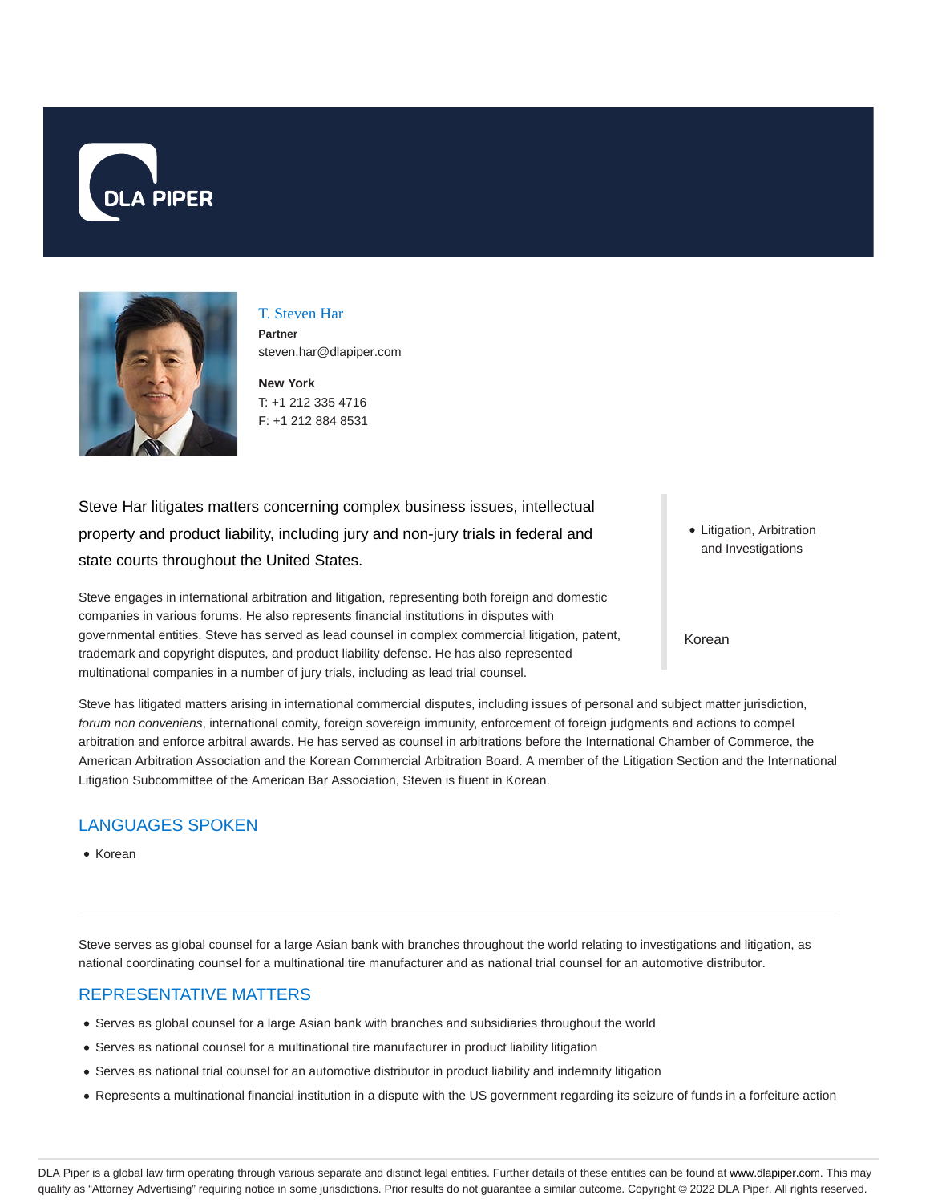T. Steven Har
**Partner**
steven.har@dlapiper.com

**New York**
T: +1 212 335 4716
F: +1 212 884 8531

Steve Har litigates matters concerning complex business issues, intellectual property and product liability, including jury and non-jury trials in federal and state courts throughout the United States.

Steve engages in international arbitration and litigation, representing both foreign and domestic companies in various forums. He also represents financial institutions in disputes with governmental entities. Steve has served as lead counsel in complex commercial litigation, patent, trademark and copyright disputes, and product liability defense. He has also represented multinational companies in a number of jury trials, including as lead trial counsel.

- Litigation, Arbitration and Investigations

Korean

Steve has litigated matters arising in international commercial disputes, including issues of personal and subject matter jurisdiction, *forum non conveniens*, international comity, foreign sovereign immunity, enforcement of foreign judgments and actions to compel arbitration and enforce arbitral awards. He has served as counsel in arbitrations before the International Chamber of Commerce, the American Arbitration Association and the Korean Commercial Arbitration Board. A member of the Litigation Section and the International Litigation Subcommittee of the American Bar Association, Steven is fluent in Korean.

## LANGUAGES SPOKEN

- Korean

Steve serves as global counsel for a large Asian bank with branches throughout the world relating to investigations and litigation, as national coordinating counsel for a multinational tire manufacturer and as national trial counsel for an automotive distributor.

## REPRESENTATIVE MATTERS

- Serves as global counsel for a large Asian bank with branches and subsidiaries throughout the world
- Serves as national counsel for a multinational tire manufacturer in product liability litigation
- Serves as national trial counsel for an automotive distributor in product liability and indemnity litigation
- Represents a multinational financial institution in a dispute with the US government regarding its seizure of funds in a forfeiture action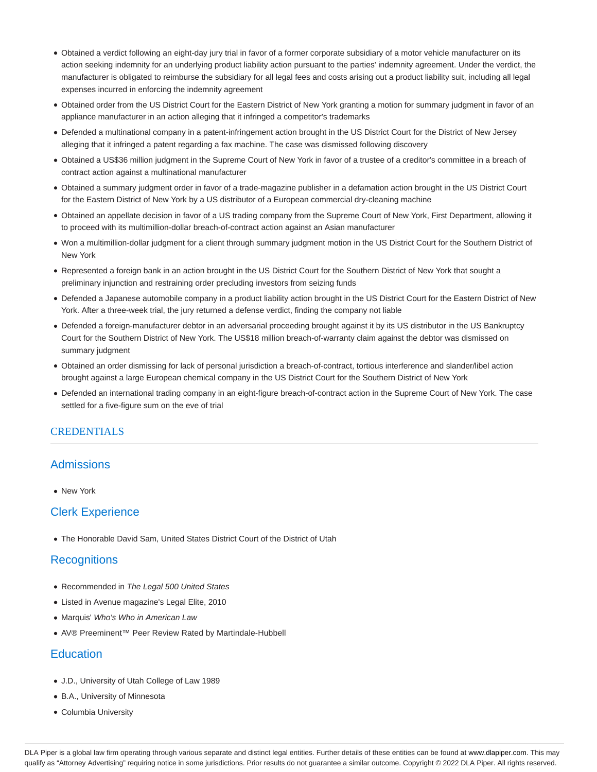- Obtained a verdict following an eight-day jury trial in favor of a former corporate subsidiary of a motor vehicle manufacturer on its action seeking indemnity for an underlying product liability action pursuant to the parties' indemnity agreement. Under the verdict, the manufacturer is obligated to reimburse the subsidiary for all legal fees and costs arising out a product liability suit, including all legal expenses incurred in enforcing the indemnity agreement
- Obtained order from the US District Court for the Eastern District of New York granting a motion for summary judgment in favor of an appliance manufacturer in an action alleging that it infringed a competitor's trademarks
- Defended a multinational company in a patent-infringement action brought in the US District Court for the District of New Jersey alleging that it infringed a patent regarding a fax machine. The case was dismissed following discovery
- Obtained a US$36 million judgment in the Supreme Court of New York in favor of a trustee of a creditor's committee in a breach of contract action against a multinational manufacturer
- Obtained a summary judgment order in favor of a trade-magazine publisher in a defamation action brought in the US District Court for the Eastern District of New York by a US distributor of a European commercial dry-cleaning machine
- Obtained an appellate decision in favor of a US trading company from the Supreme Court of New York, First Department, allowing it to proceed with its multimillion-dollar breach-of-contract action against an Asian manufacturer
- Won a multimillion-dollar judgment for a client through summary judgment motion in the US District Court for the Southern District of New York
- Represented a foreign bank in an action brought in the US District Court for the Southern District of New York that sought a preliminary injunction and restraining order precluding investors from seizing funds
- Defended a Japanese automobile company in a product liability action brought in the US District Court for the Eastern District of New York. After a three-week trial, the jury returned a defense verdict, finding the company not liable
- Defended a foreign-manufacturer debtor in an adversarial proceeding brought against it by its US distributor in the US Bankruptcy Court for the Southern District of New York. The US$18 million breach-of-warranty claim against the debtor was dismissed on summary judgment
- Obtained an order dismissing for lack of personal jurisdiction a breach-of-contract, tortious interference and slander/libel action brought against a large European chemical company in the US District Court for the Southern District of New York
- Defended an international trading company in an eight-figure breach-of-contract action in the Supreme Court of New York. The case settled for a five-figure sum on the eve of trial

## CREDENTIALS

### Admissions

- New York

### Clerk Experience

- The Honorable David Sam, United States District Court of the District of Utah

### Recognitions

- Recommended in *The Legal 500 United States*
- Listed in Avenue magazine's Legal Elite, 2010
- Marquis' *Who's Who in American Law*
- AV® Preeminent™ Peer Review Rated by Martindale-Hubbell

### Education

- J.D., University of Utah College of Law 1989
- B.A., University of Minnesota
- Columbia University

DLA Piper is a global law firm operating through various separate and distinct legal entities. Further details of these entities can be found at www.dlapiper.com. This may qualify as "Attorney Advertising" requiring notice in some jurisdictions. Prior results do not guarantee a similar outcome. Copyright © 2022 DLA Piper. All rights reserved.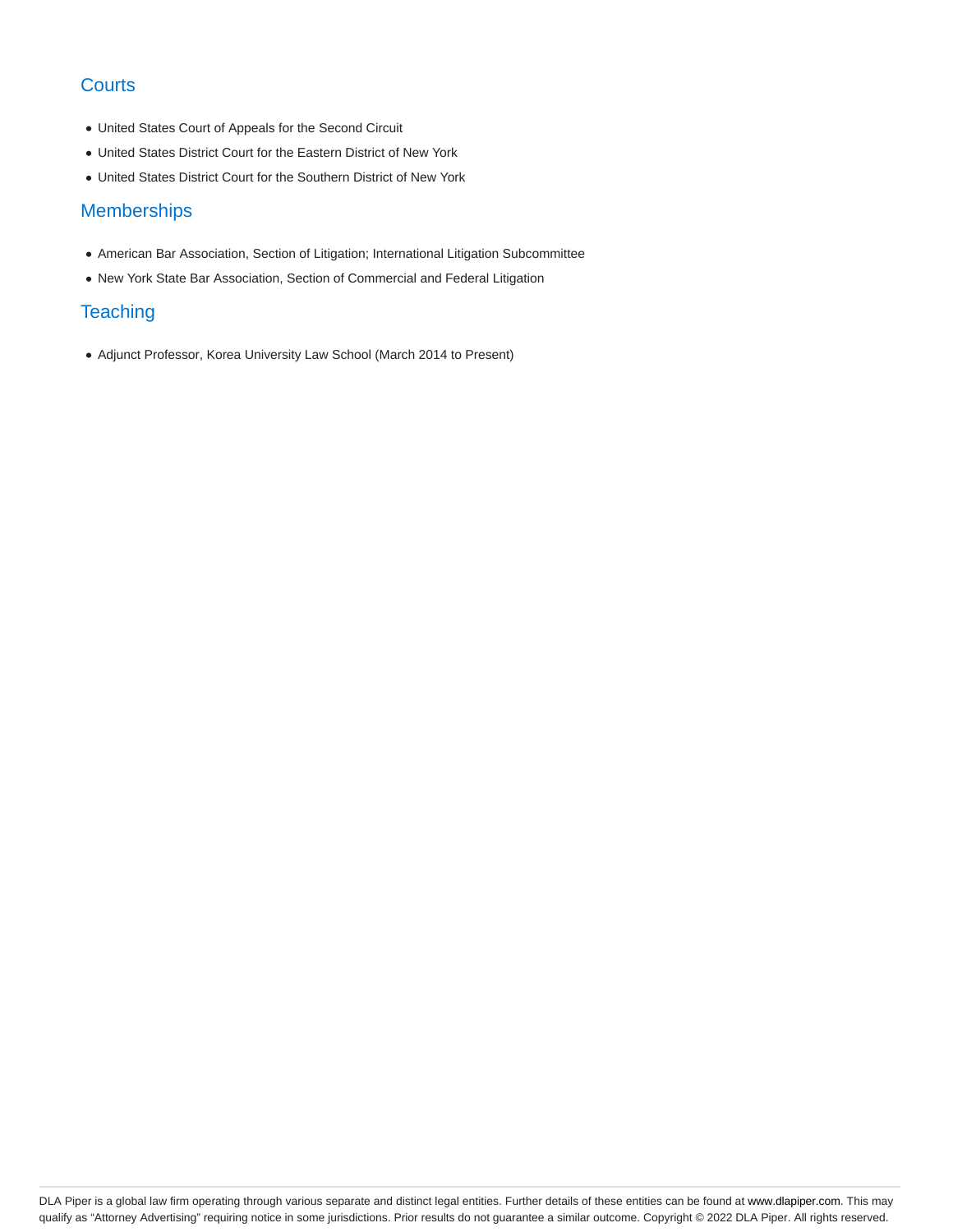## Courts

- United States Court of Appeals for the Second Circuit
- United States District Court for the Eastern District of New York
- United States District Court for the Southern District of New York

## Memberships

- American Bar Association, Section of Litigation; International Litigation Subcommittee
- New York State Bar Association, Section of Commercial and Federal Litigation

## Teaching

- Adjunct Professor, Korea University Law School (March 2014 to Present)